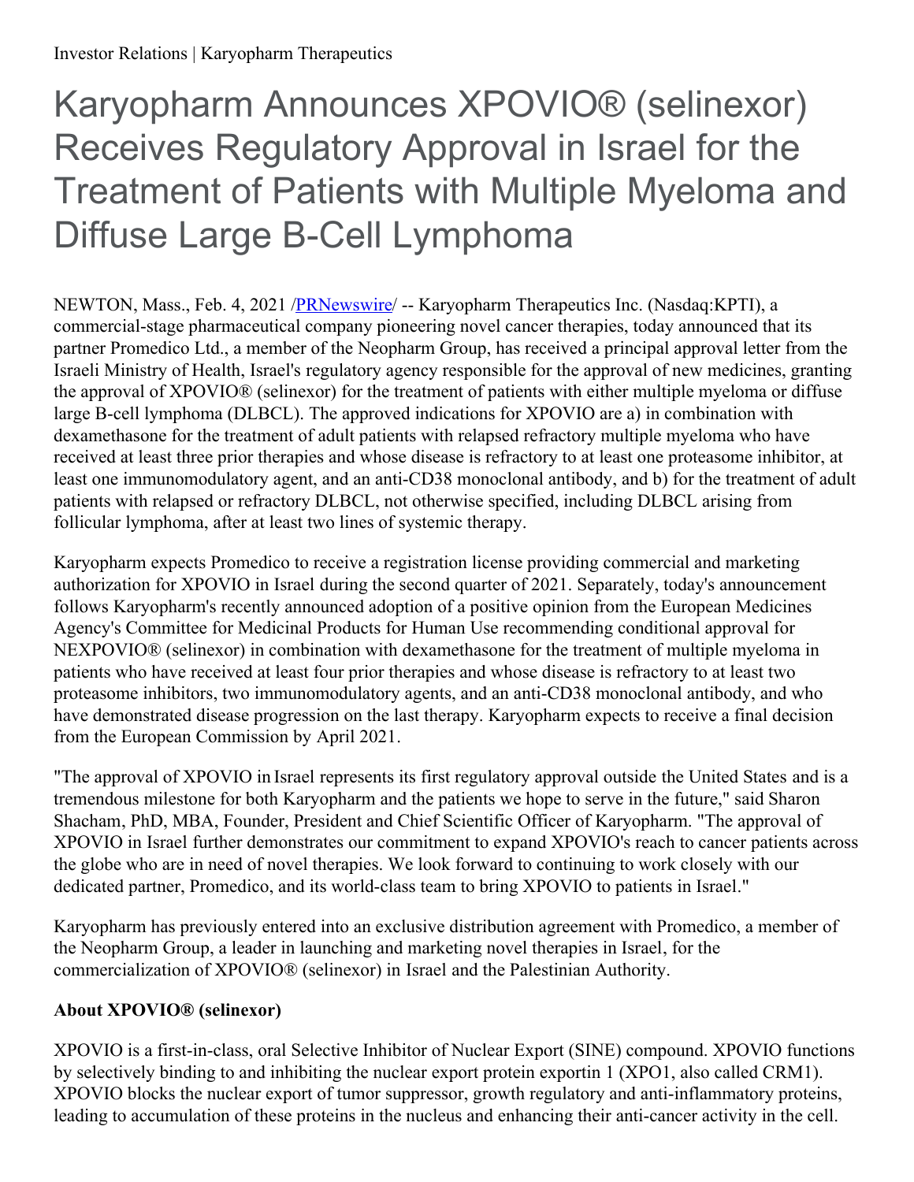# Karyopharm Announces XPOVIO® (selinexor) Receives Regulatory Approval in Israel for the Treatment of Patients with Multiple Myeloma and Diffuse Large B-Cell Lymphoma

NEWTON, Mass., Feb. 4, 2021 /PRNewswire/ -- Karyopharm Therapeutics Inc. (Nasdaq:KPTI), a commercial-stage pharmaceutical company pioneering novel cancer therapies, today announced that its partner Promedico Ltd., a member of the Neopharm Group, has received a principal approval letter from the Israeli Ministry of Health, Israel's regulatory agency responsible for the approval of new medicines, granting the approval of XPOVIO® (selinexor) for the treatment of patients with either multiple myeloma or diffuse large B-cell lymphoma (DLBCL). The approved indications for XPOVIO are a) in combination with dexamethasone for the treatment of adult patients with relapsed refractory multiple myeloma who have received at least three prior therapies and whose disease is refractory to at least one proteasome inhibitor, at least one immunomodulatory agent, and an anti-CD38 monoclonal antibody, and b) for the treatment of adult patients with relapsed or refractory DLBCL, not otherwise specified, including DLBCL arising from follicular lymphoma, after at least two lines of systemic therapy.

Karyopharm expects Promedico to receive a registration license providing commercial and marketing authorization for XPOVIO in Israel during the second quarter of 2021. Separately, today's announcement follows Karyopharm's recently announced adoption of a positive opinion from the European Medicines Agency's Committee for Medicinal Products for Human Use recommending conditional approval for NEXPOVIO® (selinexor) in combination with dexamethasone for the treatment of multiple myeloma in patients who have received at least four prior therapies and whose disease is refractory to at least two proteasome inhibitors, two immunomodulatory agents, and an anti-CD38 monoclonal antibody, and who have demonstrated disease progression on the last therapy. Karyopharm expects to receive a final decision from the European Commission by April 2021.

"The approval of XPOVIO in Israel represents its first regulatory approval outside the United States and is a tremendous milestone for both Karyopharm and the patients we hope to serve in the future," said Sharon Shacham, PhD, MBA, Founder, President and Chief Scientific Officer of Karyopharm. "The approval of XPOVIO in Israel further demonstrates our commitment to expand XPOVIO's reach to cancer patients across the globe who are in need of novel therapies. We look forward to continuing to work closely with our dedicated partner, Promedico, and its world-class team to bring XPOVIO to patients in Israel."

Karyopharm has previously entered into an exclusive distribution agreement with Promedico, a member of the Neopharm Group, a leader in launching and marketing novel therapies in Israel, for the commercialization of XPOVIO® (selinexor) in Israel and the Palestinian Authority.

**About XPOVIO® (selinexor)**

XPOVIO is a first-in-class, oral Selective Inhibitor of Nuclear Export (SINE) compound. XPOVIO functions by selectively binding to and inhibiting the nuclear export protein exportin 1 (XPO1, also called CRM1). XPOVIO blocks the nuclear export of tumor suppressor, growth regulatory and anti-inflammatory proteins, leading to accumulation of these proteins in the nucleus and enhancing their anti-cancer activity in the cell.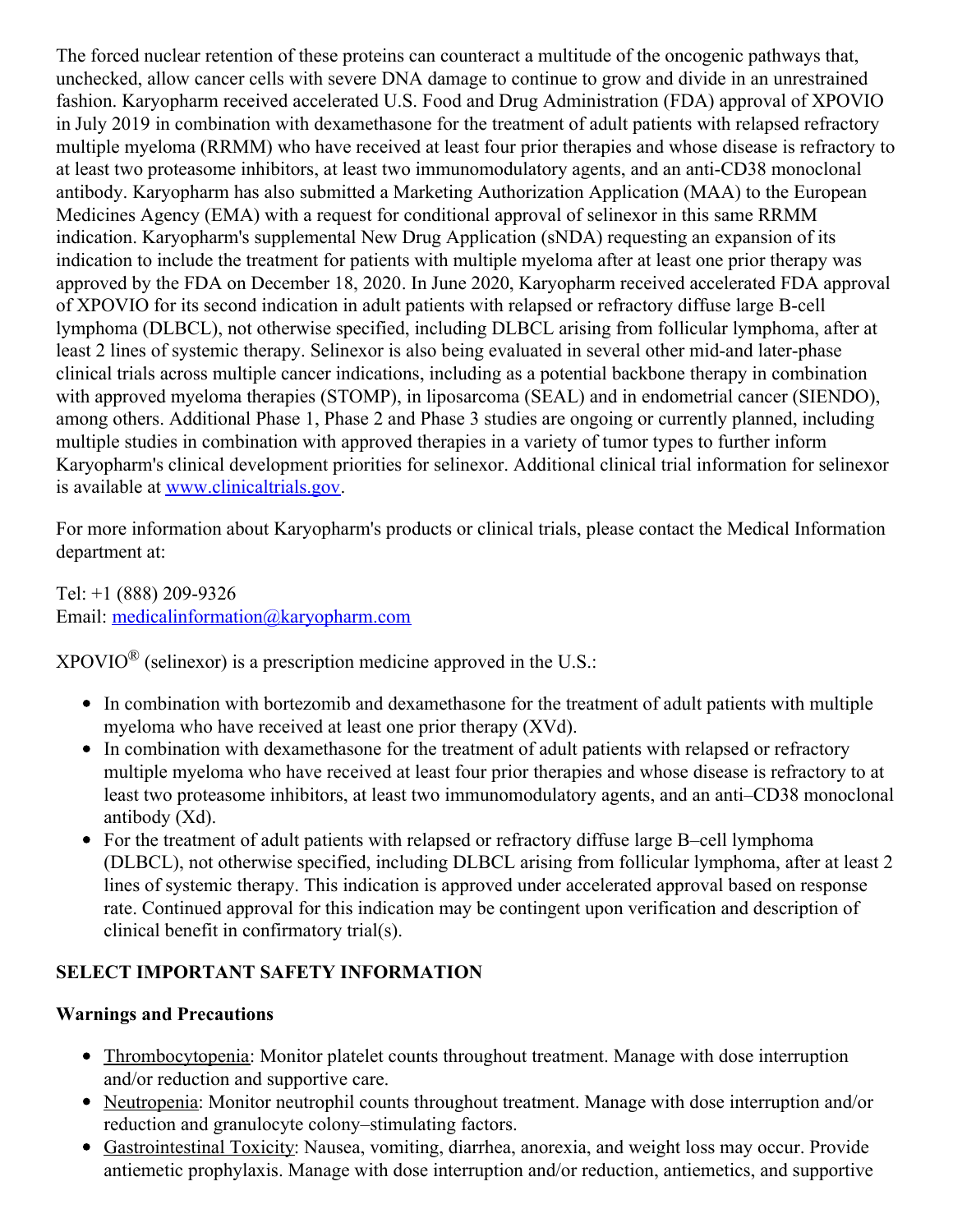The forced nuclear retention of these proteins can counteract a multitude of the oncogenic pathways that, unchecked, allow cancer cells with severe DNA damage to continue to grow and divide in an unrestrained fashion. Karyopharm received accelerated U.S. Food and Drug Administration (FDA) approval of XPOVIO in July 2019 in combination with dexamethasone for the treatment of adult patients with relapsed refractory multiple myeloma (RRMM) who have received at least four prior therapies and whose disease is refractory to at least two proteasome inhibitors, at least two immunomodulatory agents, and an anti-CD38 monoclonal antibody. Karyopharm has also submitted a Marketing Authorization Application (MAA) to the European Medicines Agency (EMA) with a request for conditional approval of selinexor in this same RRMM indication. Karyopharm's supplemental New Drug Application (sNDA) requesting an expansion of its indication to include the treatment for patients with multiple myeloma after at least one prior therapy was approved by the FDA on December 18, 2020. In June 2020, Karyopharm received accelerated FDA approval of XPOVIO for its second indication in adult patients with relapsed or refractory diffuse large B-cell lymphoma (DLBCL), not otherwise specified, including DLBCL arising from follicular lymphoma, after at least 2 lines of systemic therapy. Selinexor is also being evaluated in several other mid-and later-phase clinical trials across multiple cancer indications, including as a potential backbone therapy in combination with approved myeloma therapies (STOMP), in liposarcoma (SEAL) and in endometrial cancer (SIENDO), among others. Additional Phase 1, Phase 2 and Phase 3 studies are ongoing or currently planned, including multiple studies in combination with approved therapies in a variety of tumor types to further inform Karyopharm's clinical development priorities for selinexor. Additional clinical trial information for selinexor is available at [www.clinicaltrials.gov](www.clinicaltrials.gov).

For more information about Karyopharm's products or clinical trials, please contact the Medical Information department at:

Tel: +1 (888) 209-9326
Email: [medicalinformation@karyopharm.com](mailto:medicalinformation@karyopharm.com)

XPOVIO® (selinexor) is a prescription medicine approved in the U.S.:

- In combination with bortezomib and dexamethasone for the treatment of adult patients with multiple myeloma who have received at least one prior therapy (XVd).
- In combination with dexamethasone for the treatment of adult patients with relapsed or refractory multiple myeloma who have received at least four prior therapies and whose disease is refractory to at least two proteasome inhibitors, at least two immunomodulatory agents, and an anti–CD38 monoclonal antibody (Xd).
- For the treatment of adult patients with relapsed or refractory diffuse large B–cell lymphoma (DLBCL), not otherwise specified, including DLBCL arising from follicular lymphoma, after at least 2 lines of systemic therapy. This indication is approved under accelerated approval based on response rate. Continued approval for this indication may be contingent upon verification and description of clinical benefit in confirmatory trial(s).

**SELECT IMPORTANT SAFETY INFORMATION**

**Warnings and Precautions**

- Thrombocytopenia: Monitor platelet counts throughout treatment. Manage with dose interruption and/or reduction and supportive care.
- Neutropenia: Monitor neutrophil counts throughout treatment. Manage with dose interruption and/or reduction and granulocyte colony–stimulating factors.
- Gastrointestinal Toxicity: Nausea, vomiting, diarrhea, anorexia, and weight loss may occur. Provide antiemetic prophylaxis. Manage with dose interruption and/or reduction, antiemetics, and supportive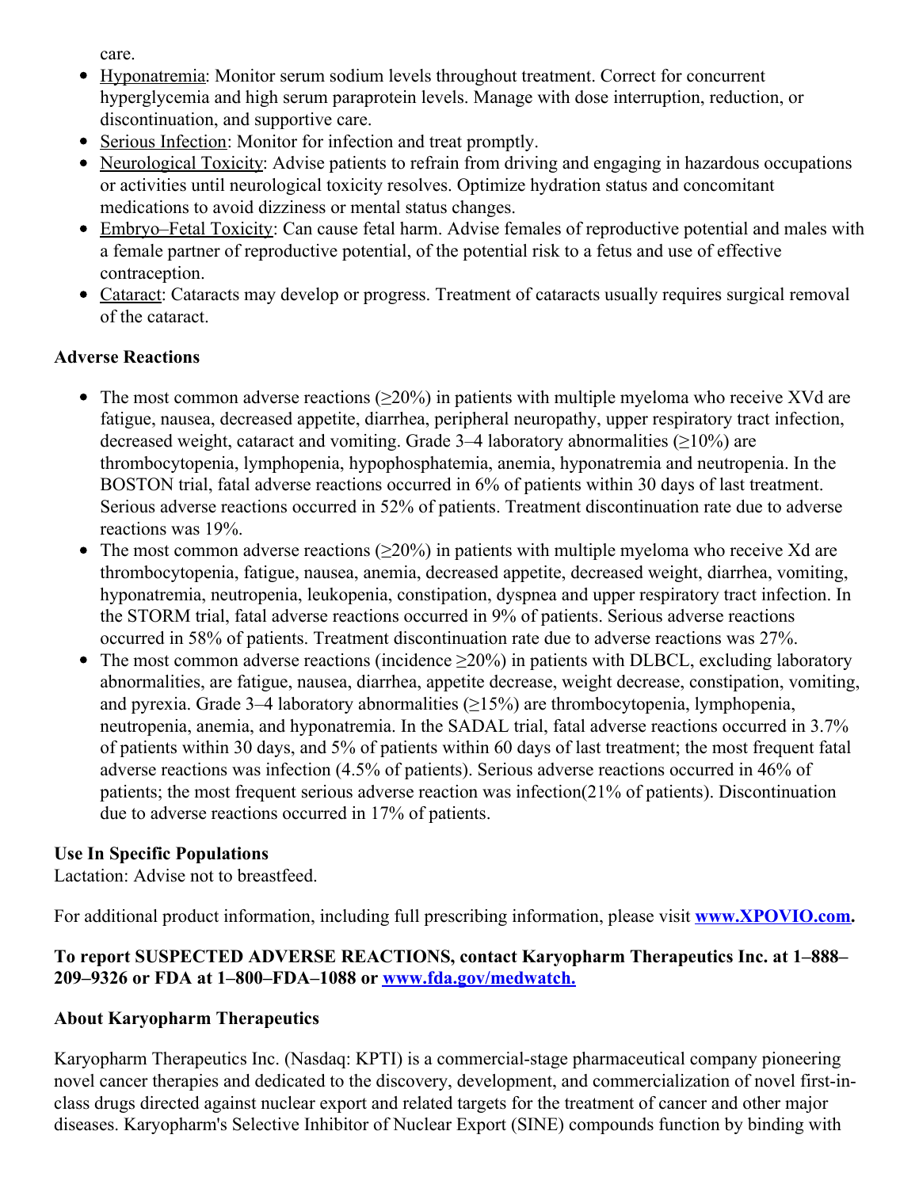care.

- Hyponatremia: Monitor serum sodium levels throughout treatment. Correct for concurrent hyperglycemia and high serum paraprotein levels. Manage with dose interruption, reduction, or discontinuation, and supportive care.
- Serious Infection: Monitor for infection and treat promptly.
- Neurological Toxicity: Advise patients to refrain from driving and engaging in hazardous occupations or activities until neurological toxicity resolves. Optimize hydration status and concomitant medications to avoid dizziness or mental status changes.
- Embryo–Fetal Toxicity: Can cause fetal harm. Advise females of reproductive potential and males with a female partner of reproductive potential, of the potential risk to a fetus and use of effective contraception.
- Cataract: Cataracts may develop or progress. Treatment of cataracts usually requires surgical removal of the cataract.

**Adverse Reactions**

- The most common adverse reactions (≥20%) in patients with multiple myeloma who receive XVd are fatigue, nausea, decreased appetite, diarrhea, peripheral neuropathy, upper respiratory tract infection, decreased weight, cataract and vomiting. Grade 3–4 laboratory abnormalities (≥10%) are thrombocytopenia, lymphopenia, hypophosphatemia, anemia, hyponatremia and neutropenia. In the BOSTON trial, fatal adverse reactions occurred in 6% of patients within 30 days of last treatment. Serious adverse reactions occurred in 52% of patients. Treatment discontinuation rate due to adverse reactions was 19%.
- The most common adverse reactions (≥20%) in patients with multiple myeloma who receive Xd are thrombocytopenia, fatigue, nausea, anemia, decreased appetite, decreased weight, diarrhea, vomiting, hyponatremia, neutropenia, leukopenia, constipation, dyspnea and upper respiratory tract infection. In the STORM trial, fatal adverse reactions occurred in 9% of patients. Serious adverse reactions occurred in 58% of patients. Treatment discontinuation rate due to adverse reactions was 27%.
- The most common adverse reactions (incidence ≥20%) in patients with DLBCL, excluding laboratory abnormalities, are fatigue, nausea, diarrhea, appetite decrease, weight decrease, constipation, vomiting, and pyrexia. Grade 3–4 laboratory abnormalities (≥15%) are thrombocytopenia, lymphopenia, neutropenia, anemia, and hyponatremia. In the SADAL trial, fatal adverse reactions occurred in 3.7% of patients within 30 days, and 5% of patients within 60 days of last treatment; the most frequent fatal adverse reactions was infection (4.5% of patients). Serious adverse reactions occurred in 46% of patients; the most frequent serious adverse reaction was infection(21% of patients). Discontinuation due to adverse reactions occurred in 17% of patients.

**Use In Specific Populations**

Lactation: Advise not to breastfeed.

For additional product information, including full prescribing information, please visit **www.XPOVIO.com.**

**To report SUSPECTED ADVERSE REACTIONS, contact Karyopharm Therapeutics Inc. at 1–888–209–9326 or FDA at 1–800–FDA–1088 or www.fda.gov/medwatch.**

**About Karyopharm Therapeutics**

Karyopharm Therapeutics Inc. (Nasdaq: KPTI) is a commercial-stage pharmaceutical company pioneering novel cancer therapies and dedicated to the discovery, development, and commercialization of novel first-in-class drugs directed against nuclear export and related targets for the treatment of cancer and other major diseases. Karyopharm's Selective Inhibitor of Nuclear Export (SINE) compounds function by binding with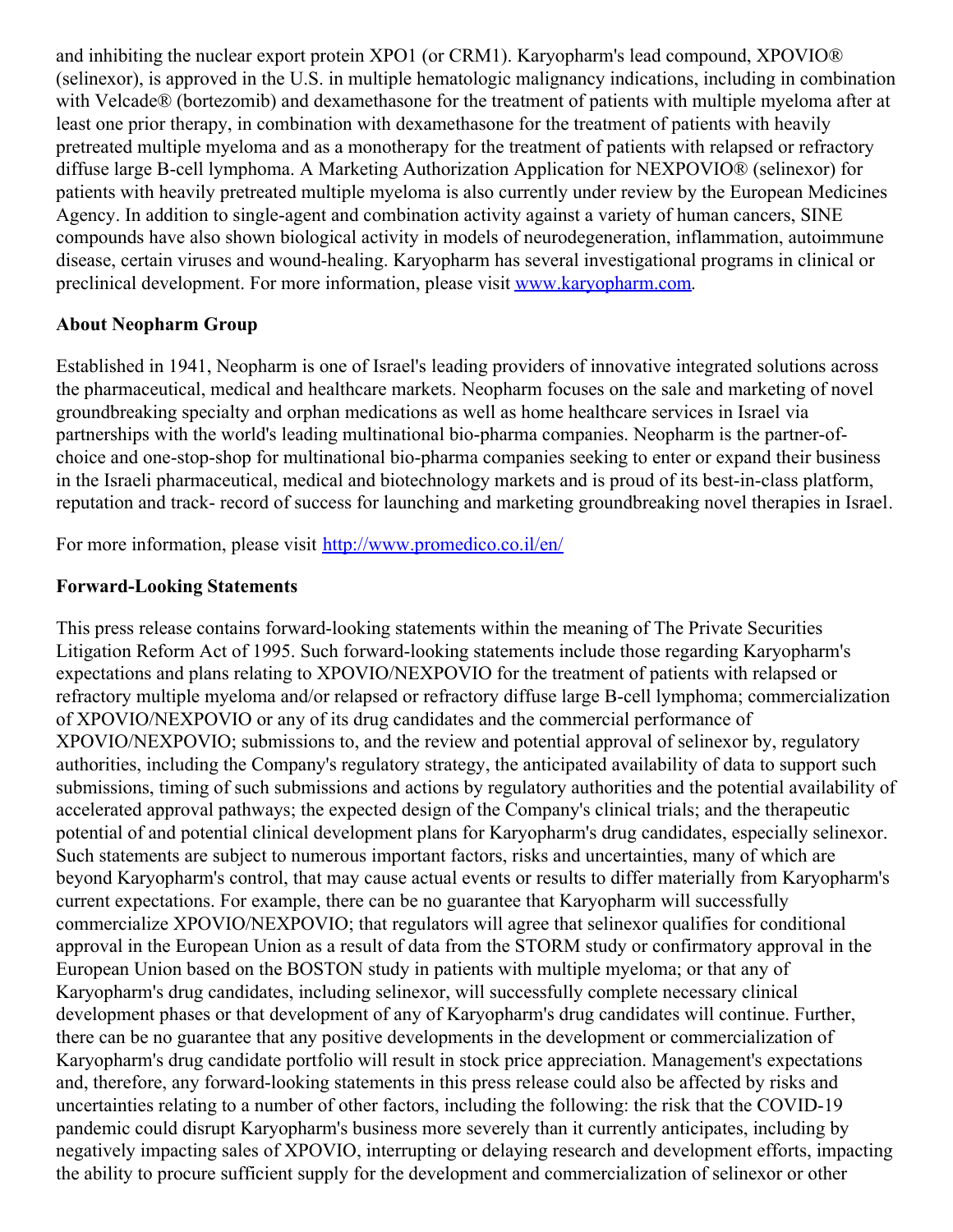and inhibiting the nuclear export protein XPO1 (or CRM1). Karyopharm's lead compound, XPOVIO® (selinexor), is approved in the U.S. in multiple hematologic malignancy indications, including in combination with Velcade® (bortezomib) and dexamethasone for the treatment of patients with multiple myeloma after at least one prior therapy, in combination with dexamethasone for the treatment of patients with heavily pretreated multiple myeloma and as a monotherapy for the treatment of patients with relapsed or refractory diffuse large B-cell lymphoma. A Marketing Authorization Application for NEXPOVIO® (selinexor) for patients with heavily pretreated multiple myeloma is also currently under review by the European Medicines Agency. In addition to single-agent and combination activity against a variety of human cancers, SINE compounds have also shown biological activity in models of neurodegeneration, inflammation, autoimmune disease, certain viruses and wound-healing. Karyopharm has several investigational programs in clinical or preclinical development. For more information, please visit [www.karyopharm.com](http://www.karyopharm.com).

## About Neopharm Group

Established in 1941, Neopharm is one of Israel's leading providers of innovative integrated solutions across the pharmaceutical, medical and healthcare markets. Neopharm focuses on the sale and marketing of novel groundbreaking specialty and orphan medications as well as home healthcare services in Israel via partnerships with the world's leading multinational bio-pharma companies. Neopharm is the partner-of-choice and one-stop-shop for multinational bio-pharma companies seeking to enter or expand their business in the Israeli pharmaceutical, medical and biotechnology markets and is proud of its best-in-class platform, reputation and track- record of success for launching and marketing groundbreaking novel therapies in Israel.

For more information, please visit [http://www.promedico.co.il/en/](http://www.promedico.co.il/en/)

## Forward-Looking Statements

This press release contains forward-looking statements within the meaning of The Private Securities Litigation Reform Act of 1995. Such forward-looking statements include those regarding Karyopharm's expectations and plans relating to XPOVIO/NEXPOVIO for the treatment of patients with relapsed or refractory multiple myeloma and/or relapsed or refractory diffuse large B-cell lymphoma; commercialization of XPOVIO/NEXPOVIO or any of its drug candidates and the commercial performance of XPOVIO/NEXPOVIO; submissions to, and the review and potential approval of selinexor by, regulatory authorities, including the Company's regulatory strategy, the anticipated availability of data to support such submissions, timing of such submissions and actions by regulatory authorities and the potential availability of accelerated approval pathways; the expected design of the Company's clinical trials; and the therapeutic potential of and potential clinical development plans for Karyopharm's drug candidates, especially selinexor. Such statements are subject to numerous important factors, risks and uncertainties, many of which are beyond Karyopharm's control, that may cause actual events or results to differ materially from Karyopharm's current expectations. For example, there can be no guarantee that Karyopharm will successfully commercialize XPOVIO/NEXPOVIO; that regulators will agree that selinexor qualifies for conditional approval in the European Union as a result of data from the STORM study or confirmatory approval in the European Union based on the BOSTON study in patients with multiple myeloma; or that any of Karyopharm's drug candidates, including selinexor, will successfully complete necessary clinical development phases or that development of any of Karyopharm's drug candidates will continue. Further, there can be no guarantee that any positive developments in the development or commercialization of Karyopharm's drug candidate portfolio will result in stock price appreciation. Management's expectations and, therefore, any forward-looking statements in this press release could also be affected by risks and uncertainties relating to a number of other factors, including the following: the risk that the COVID-19 pandemic could disrupt Karyopharm's business more severely than it currently anticipates, including by negatively impacting sales of XPOVIO, interrupting or delaying research and development efforts, impacting the ability to procure sufficient supply for the development and commercialization of selinexor or other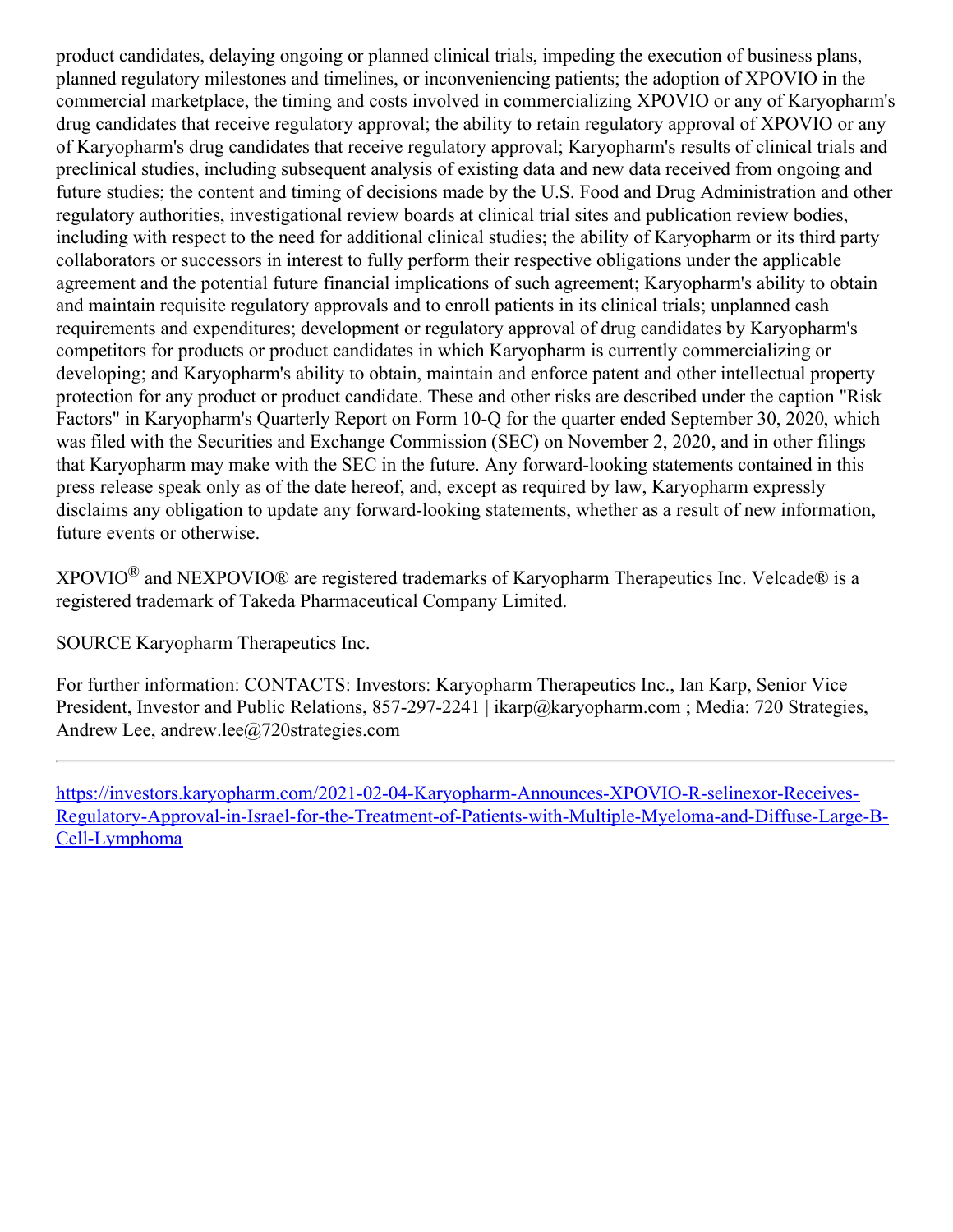product candidates, delaying ongoing or planned clinical trials, impeding the execution of business plans, planned regulatory milestones and timelines, or inconveniencing patients; the adoption of XPOVIO in the commercial marketplace, the timing and costs involved in commercializing XPOVIO or any of Karyopharm's drug candidates that receive regulatory approval; the ability to retain regulatory approval of XPOVIO or any of Karyopharm's drug candidates that receive regulatory approval; Karyopharm's results of clinical trials and preclinical studies, including subsequent analysis of existing data and new data received from ongoing and future studies; the content and timing of decisions made by the U.S. Food and Drug Administration and other regulatory authorities, investigational review boards at clinical trial sites and publication review bodies, including with respect to the need for additional clinical studies; the ability of Karyopharm or its third party collaborators or successors in interest to fully perform their respective obligations under the applicable agreement and the potential future financial implications of such agreement; Karyopharm's ability to obtain and maintain requisite regulatory approvals and to enroll patients in its clinical trials; unplanned cash requirements and expenditures; development or regulatory approval of drug candidates by Karyopharm's competitors for products or product candidates in which Karyopharm is currently commercializing or developing; and Karyopharm's ability to obtain, maintain and enforce patent and other intellectual property protection for any product or product candidate. These and other risks are described under the caption "Risk Factors" in Karyopharm's Quarterly Report on Form 10-Q for the quarter ended September 30, 2020, which was filed with the Securities and Exchange Commission (SEC) on November 2, 2020, and in other filings that Karyopharm may make with the SEC in the future. Any forward-looking statements contained in this press release speak only as of the date hereof, and, except as required by law, Karyopharm expressly disclaims any obligation to update any forward-looking statements, whether as a result of new information, future events or otherwise.

XPOVIO® and NEXPOVIO® are registered trademarks of Karyopharm Therapeutics Inc. Velcade® is a registered trademark of Takeda Pharmaceutical Company Limited.

SOURCE Karyopharm Therapeutics Inc.

For further information: CONTACTS: Investors: Karyopharm Therapeutics Inc., Ian Karp, Senior Vice President, Investor and Public Relations, 857-297-2241 | ikarp@karyopharm.com ; Media: 720 Strategies, Andrew Lee, andrew.lee@720strategies.com

---

https://investors.karyopharm.com/2021-02-04-Karyopharm-Announces-XPOVIO-R-selinexor-Receives-Regulatory-Approval-in-Israel-for-the-Treatment-of-Patients-with-Multiple-Myeloma-and-Diffuse-Large-B-Cell-Lymphoma